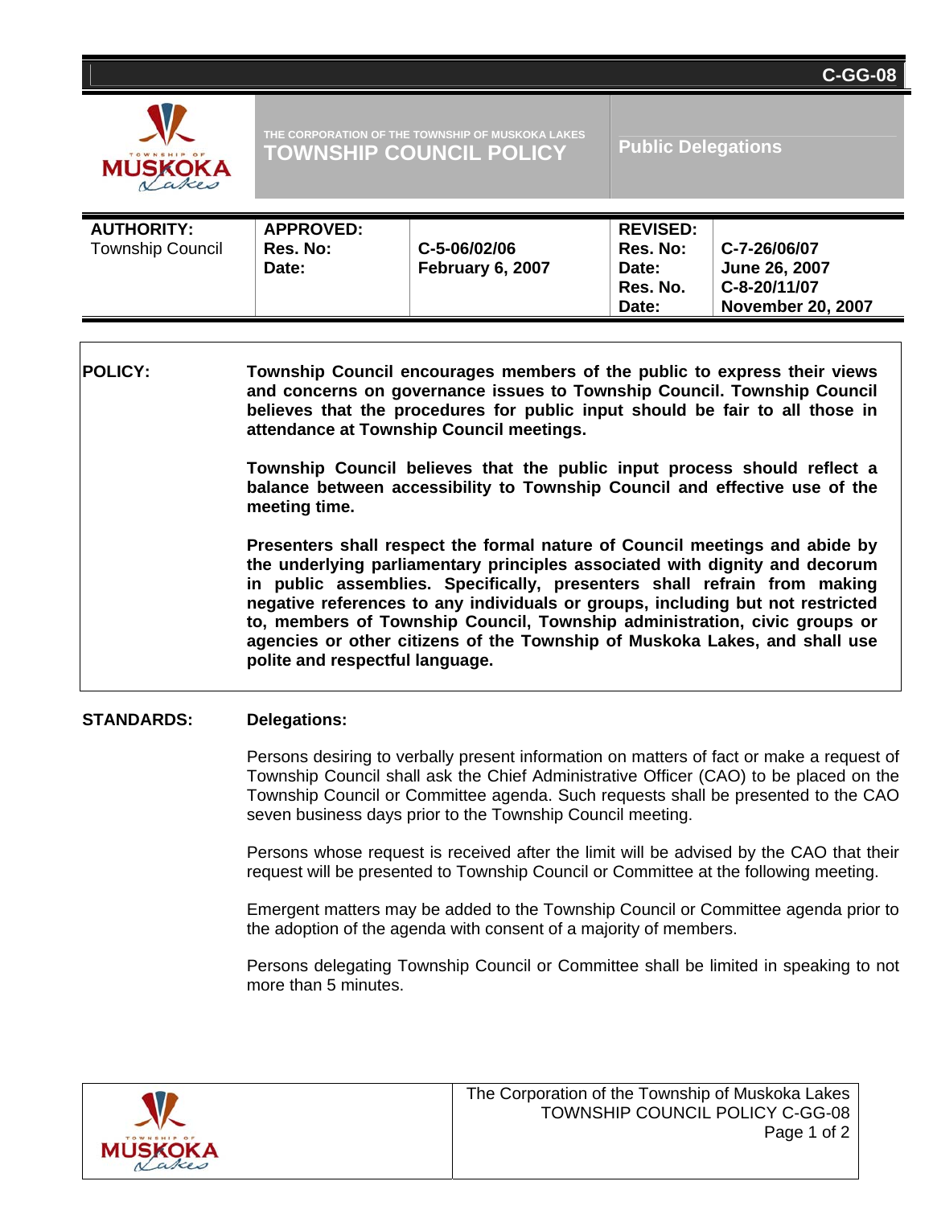C-GG-08

THE CORPORATION OF THE TOWNSHIP OF MUSKOKA LAKES

# TOWNSHIP COUNCIL POLICY

## Public Delegations

| AUTHORITY: | APPROVED: | | REVISED: | |
|---|---|---|---|---|
| Township Council | Res. No: | C-5-06/02/06 | Res. No: | C-7-26/06/07 |
| | Date: | February 6, 2007 | Date: | June 26, 2007 |
| | | | Res. No. | C-8-20/11/07 |
| | | | Date: | November 20, 2007 |

**POLICY:**

**Township Council encourages members of the public to express their views and concerns on governance issues to Township Council. Township Council believes that the procedures for public input should be fair to all those in attendance at Township Council meetings.**

**Township Council believes that the public input process should reflect a balance between accessibility to Township Council and effective use of the meeting time.**

**Presenters shall respect the formal nature of Council meetings and abide by the underlying parliamentary principles associated with dignity and decorum in public assemblies. Specifically, presenters shall refrain from making negative references to any individuals or groups, including but not restricted to, members of Township Council, Township administration, civic groups or agencies or other citizens of the Township of Muskoka Lakes, and shall use polite and respectful language.**

**STANDARDS:**

**Delegations:**

Persons desiring to verbally present information on matters of fact or make a request of Township Council shall ask the Chief Administrative Officer (CAO) to be placed on the Township Council or Committee agenda. Such requests shall be presented to the CAO seven business days prior to the Township Council meeting.

Persons whose request is received after the limit will be advised by the CAO that their request will be presented to Township Council or Committee at the following meeting.

Emergent matters may be added to the Township Council or Committee agenda prior to the adoption of the agenda with consent of a majority of members.

Persons delegating Township Council or Committee shall be limited in speaking to not more than 5 minutes.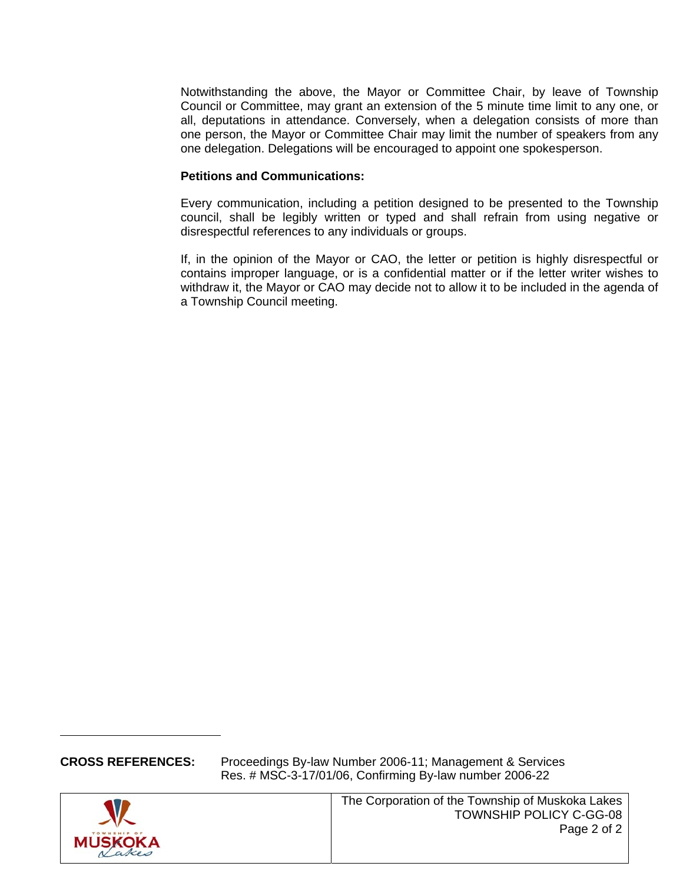Notwithstanding the above, the Mayor or Committee Chair, by leave of Township Council or Committee, may grant an extension of the 5 minute time limit to any one, or all, deputations in attendance. Conversely, when a delegation consists of more than one person, the Mayor or Committee Chair may limit the number of speakers from any one delegation. Delegations will be encouraged to appoint one spokesperson.

**Petitions and Communications:**

Every communication, including a petition designed to be presented to the Township council, shall be legibly written or typed and shall refrain from using negative or disrespectful references to any individuals or groups.

If, in the opinion of the Mayor or CAO, the letter or petition is highly disrespectful or contains improper language, or is a confidential matter or if the letter writer wishes to withdraw it, the Mayor or CAO may decide not to allow it to be included in the agenda of a Township Council meeting.

**CROSS REFERENCES:** Proceedings By-law Number 2006-11; Management & Services Res. # MSC-3-17/01/06, Confirming By-law number 2006-22

| | |
|---|---|
| TOWNSHIP OF MUSKOKA Lakes | The Corporation of the Township of Muskoka Lakes<br>TOWNSHIP POLICY C-GG-08 |